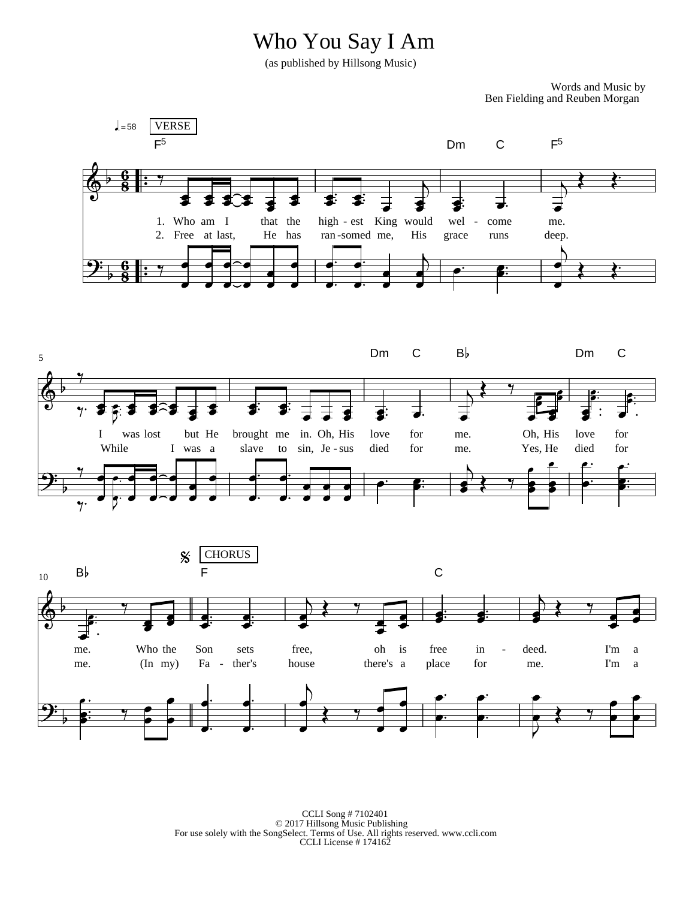# Who You Say I Am

(as published by Hillsong Music)

Words and Music by
Ben Fielding and Reuben Morgan

♩. = 58 VERSE

1. Who am I that the high - est King would wel - come me.
2. Free at last, He has ran - somed me, His grace runs deep.

I was lost but He brought me in. Oh, His love for me. Oh, His love for
While I was a slave to sin, Je - sus died for me. Yes, He died for

CHORUS

me. Who the Son sets free, oh is free in - deed. I'm a
me. (In my) Fa - ther's house there's a place for me. I'm a

CCLI Song # 7102401
© 2017 Hillsong Music Publishing
For use solely with the SongSelect. Terms of Use. All rights reserved. www.ccli.com
CCLI License # 174162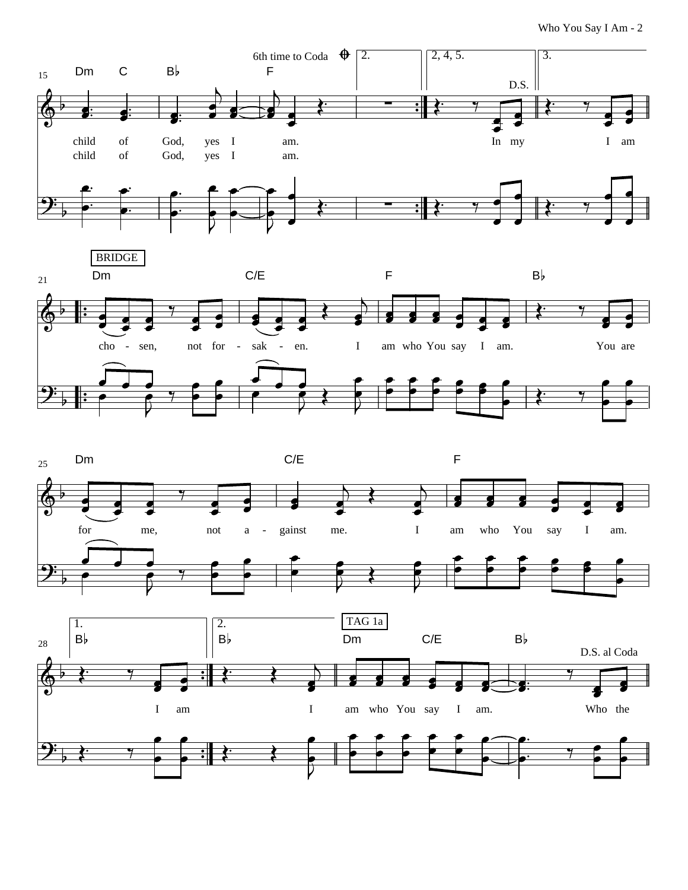6th time to Coda

2. | 2, 4, 5. | 3.

D.S.

Dm C B♭ F

child of God, yes I am. In my I am

child of God, yes I am.

BRIDGE

Dm C/E F B♭

cho - sen, not for - sak - en. I am who You say I am. You are

Dm C/E F

for me, not a - gainst me. I am who You say I am.

1. | 2.

B♭ | B♭

TAG 1a

Dm C/E B♭

D.S. al Coda

I am I am who You say I am. Who the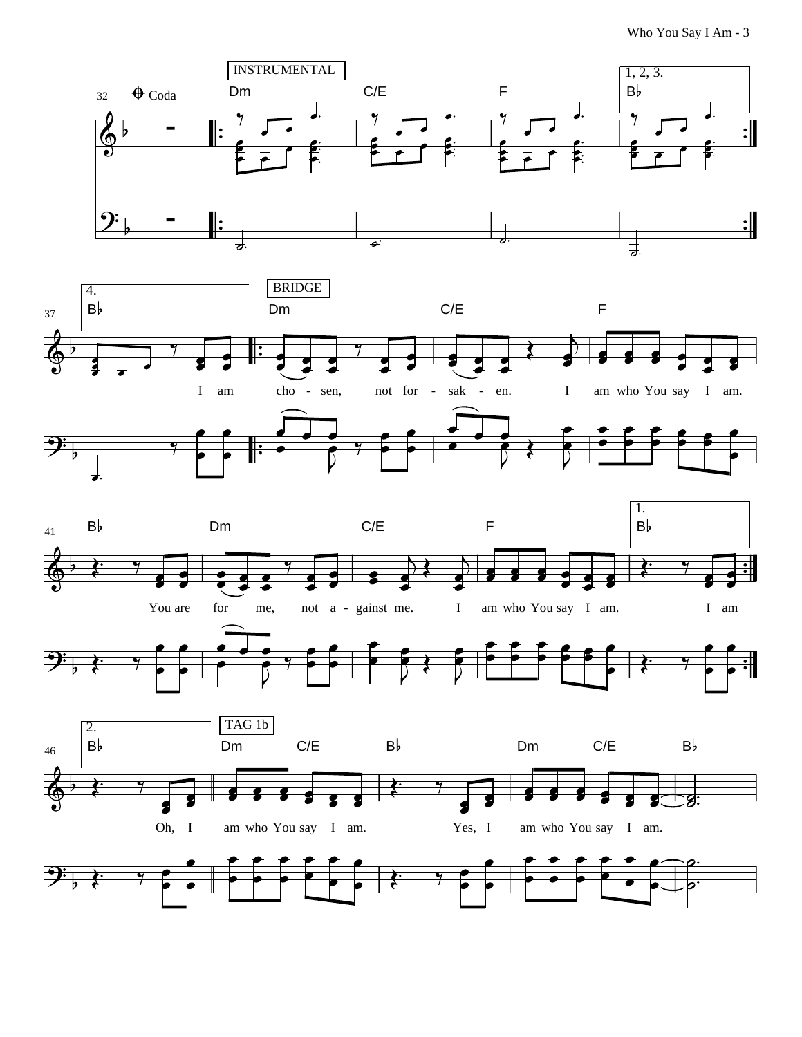**INSTRUMENTAL**

32 Coda

Dm | C/E | F | 1, 2, 3. B♭

**BRIDGE**

37

4. B♭ | Dm | C/E | F

I am cho - sen, not for - sak - en. I am who You say I am.

41

B♭ | Dm | C/E | F | 1. B♭

You are for me, not a - gainst me. I am who You say I am. I am

**TAG 1b**

46

2. B♭ | Dm C/E | B♭ | Dm C/E | B♭

Oh, I am who You say I am. Yes, I am who You say I am.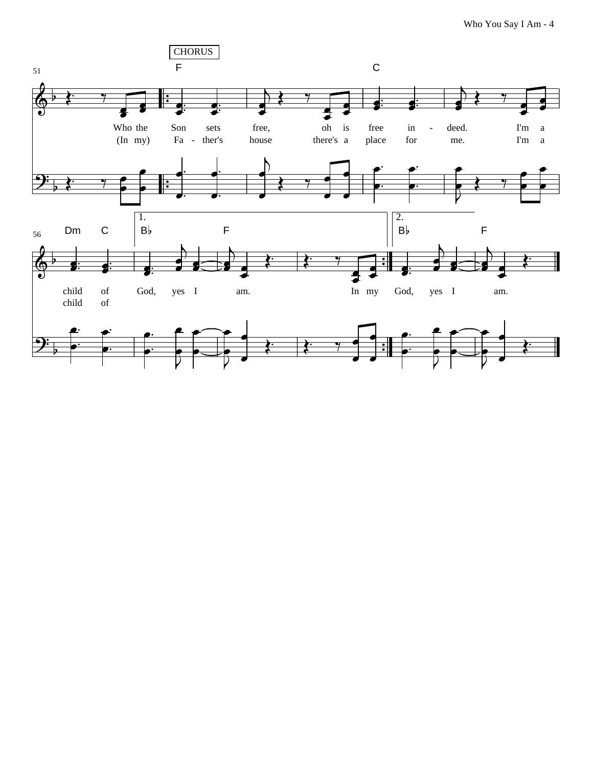CHORUS

51

F C

Who the Son sets free, oh is free in - deed. I'm a
(In my) Fa - ther's house there's a place for me. I'm a

56

Dm C

1. B♭ F

2. B♭ F

child of God, yes I am. In my God, yes I am.
child of